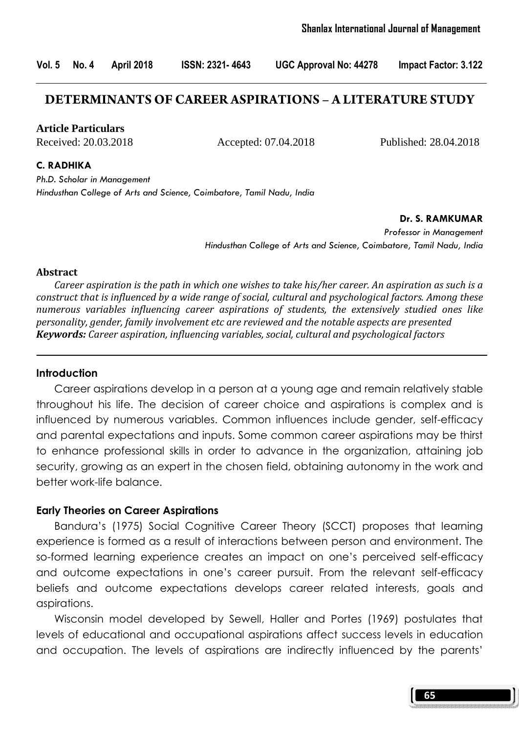# DETERMINANTS OF CAREER ASPIRATIONS – A LITERATURE STUDY

**Article Particulars**

Received: 20.03.2018 Accepted: 07.04.2018 Published: 28.04.2018

**C. RADHIKA**

*Ph.D. Scholar in Management*
*Hindusthan College of Arts and Science, Coimbatore, Tamil Nadu, India*

**Dr. S. RAMKUMAR**

*Professor in Management*
*Hindusthan College of Arts and Science, Coimbatore, Tamil Nadu, India*

## Abstract

*Career aspiration is the path in which one wishes to take his/her career. An aspiration as such is a construct that is influenced by a wide range of social, cultural and psychological factors. Among these numerous variables influencing career aspirations of students, the extensively studied ones like personality, gender, family involvement etc are reviewed and the notable aspects are presented*

***Keywords:*** *Career aspiration, influencing variables, social, cultural and psychological factors*

## Introduction

Career aspirations develop in a person at a young age and remain relatively stable throughout his life. The decision of career choice and aspirations is complex and is influenced by numerous variables. Common influences include gender, self-efficacy and parental expectations and inputs. Some common career aspirations may be thirst to enhance professional skills in order to advance in the organization, attaining job security, growing as an expert in the chosen field, obtaining autonomy in the work and better work-life balance.

## Early Theories on Career Aspirations

Bandura's (1975) Social Cognitive Career Theory (SCCT) proposes that learning experience is formed as a result of interactions between person and environment. The so-formed learning experience creates an impact on one's perceived self-efficacy and outcome expectations in one's career pursuit. From the relevant self-efficacy beliefs and outcome expectations develops career related interests, goals and aspirations.

Wisconsin model developed by Sewell, Haller and Portes (1969) postulates that levels of educational and occupational aspirations affect success levels in education and occupation. The levels of aspirations are indirectly influenced by the parents'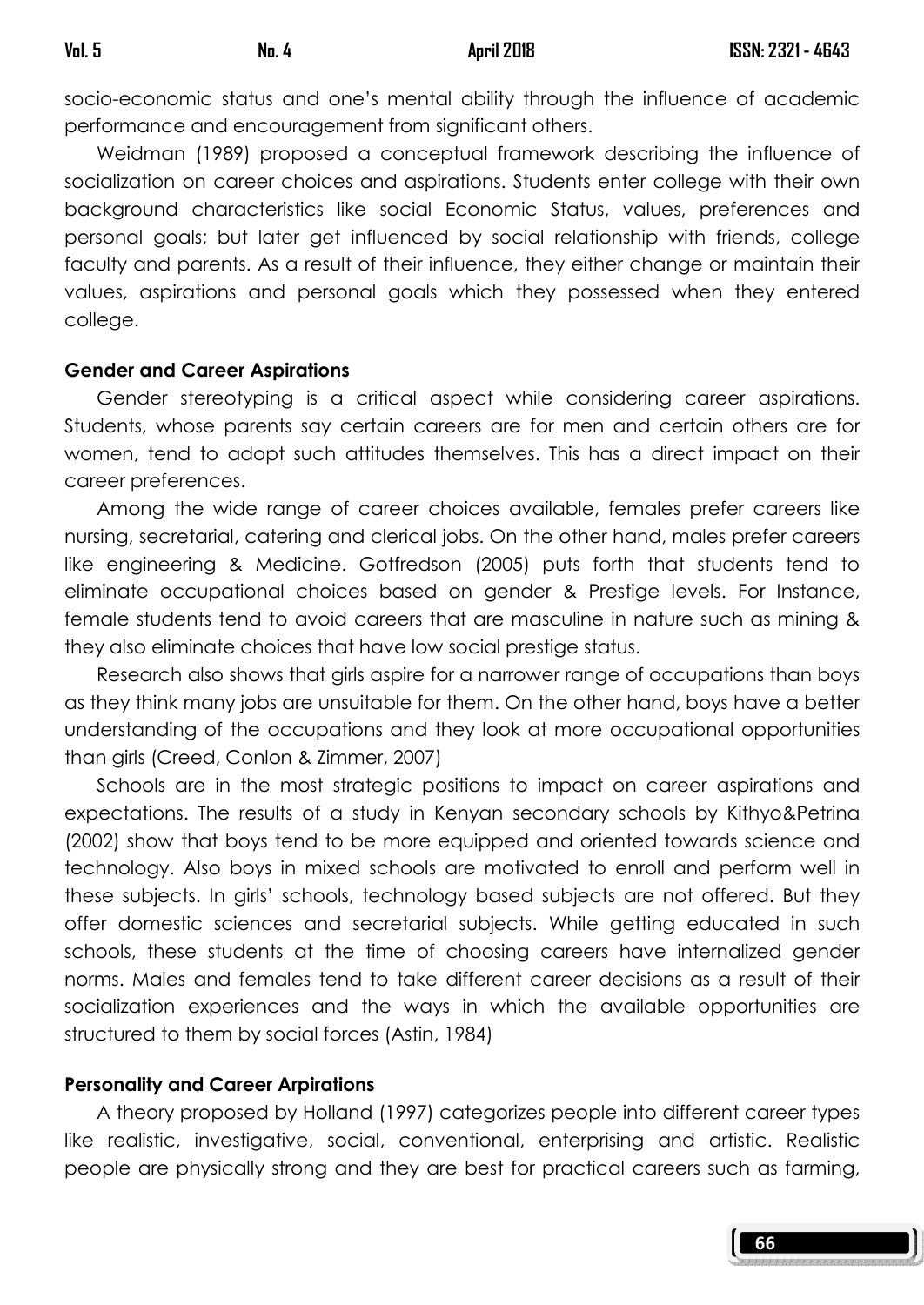socio-economic status and one's mental ability through the influence of academic performance and encouragement from significant others.

Weidman (1989) proposed a conceptual framework describing the influence of socialization on career choices and aspirations. Students enter college with their own background characteristics like social Economic Status, values, preferences and personal goals; but later get influenced by social relationship with friends, college faculty and parents. As a result of their influence, they either change or maintain their values, aspirations and personal goals which they possessed when they entered college.

**Gender and Career Aspirations**

Gender stereotyping is a critical aspect while considering career aspirations. Students, whose parents say certain careers are for men and certain others are for women, tend to adopt such attitudes themselves. This has a direct impact on their career preferences.

Among the wide range of career choices available, females prefer careers like nursing, secretarial, catering and clerical jobs. On the other hand, males prefer careers like engineering & Medicine. Gotfredson (2005) puts forth that students tend to eliminate occupational choices based on gender & Prestige levels. For Instance, female students tend to avoid careers that are masculine in nature such as mining & they also eliminate choices that have low social prestige status.

Research also shows that girls aspire for a narrower range of occupations than boys as they think many jobs are unsuitable for them. On the other hand, boys have a better understanding of the occupations and they look at more occupational opportunities than girls (Creed, Conlon & Zimmer, 2007)

Schools are in the most strategic positions to impact on career aspirations and expectations. The results of a study in Kenyan secondary schools by Kithyo&Petrina (2002) show that boys tend to be more equipped and oriented towards science and technology. Also boys in mixed schools are motivated to enroll and perform well in these subjects. In girls' schools, technology based subjects are not offered. But they offer domestic sciences and secretarial subjects. While getting educated in such schools, these students at the time of choosing careers have internalized gender norms. Males and females tend to take different career decisions as a result of their socialization experiences and the ways in which the available opportunities are structured to them by social forces (Astin, 1984)

**Personality and Career Arpirations**

A theory proposed by Holland (1997) categorizes people into different career types like realistic, investigative, social, conventional, enterprising and artistic. Realistic people are physically strong and they are best for practical careers such as farming,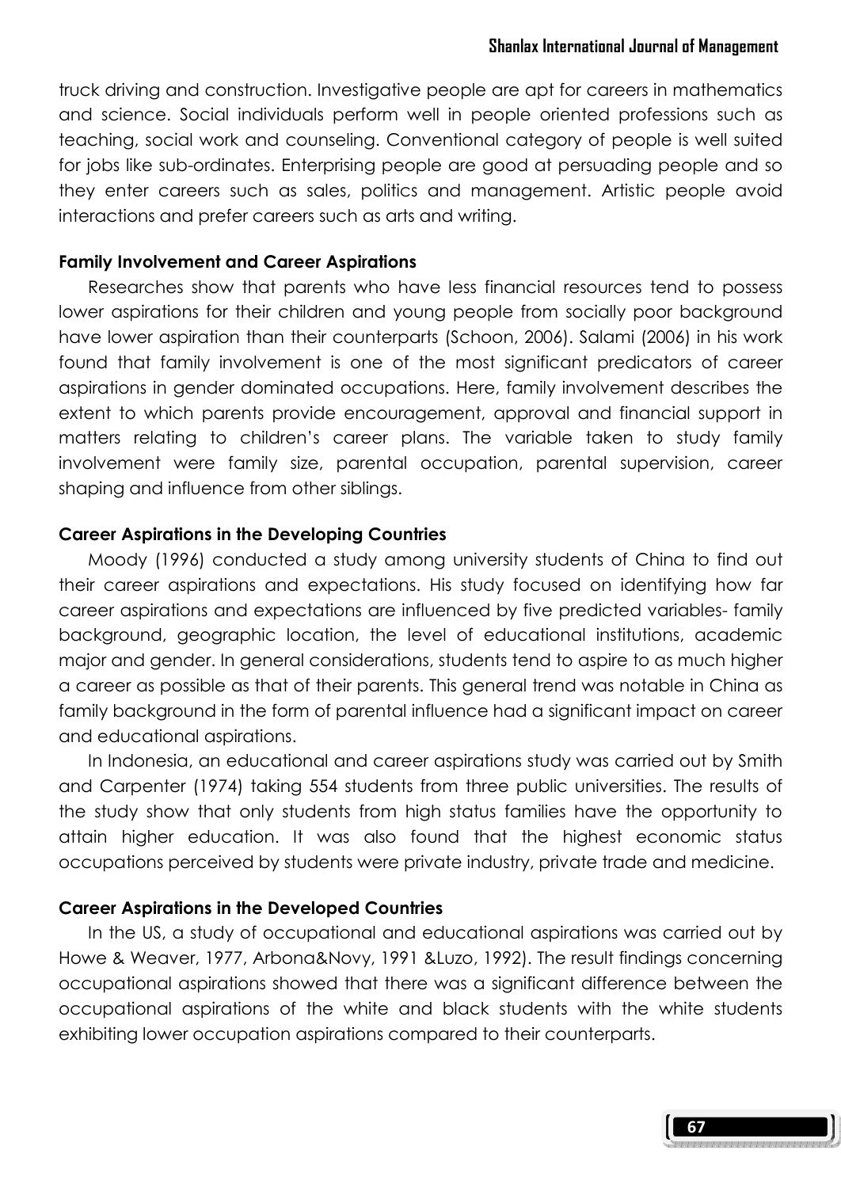truck driving and construction. Investigative people are apt for careers in mathematics and science. Social individuals perform well in people oriented professions such as teaching, social work and counseling. Conventional category of people is well suited for jobs like sub-ordinates. Enterprising people are good at persuading people and so they enter careers such as sales, politics and management. Artistic people avoid interactions and prefer careers such as arts and writing.

**Family Involvement and Career Aspirations**

Researches show that parents who have less financial resources tend to possess lower aspirations for their children and young people from socially poor background have lower aspiration than their counterparts (Schoon, 2006). Salami (2006) in his work found that family involvement is one of the most significant predicators of career aspirations in gender dominated occupations. Here, family involvement describes the extent to which parents provide encouragement, approval and financial support in matters relating to children's career plans. The variable taken to study family involvement were family size, parental occupation, parental supervision, career shaping and influence from other siblings.

**Career Aspirations in the Developing Countries**

Moody (1996) conducted a study among university students of China to find out their career aspirations and expectations. His study focused on identifying how far career aspirations and expectations are influenced by five predicted variables- family background, geographic location, the level of educational institutions, academic major and gender. In general considerations, students tend to aspire to as much higher a career as possible as that of their parents. This general trend was notable in China as family background in the form of parental influence had a significant impact on career and educational aspirations.

In Indonesia, an educational and career aspirations study was carried out by Smith and Carpenter (1974) taking 554 students from three public universities. The results of the study show that only students from high status families have the opportunity to attain higher education. It was also found that the highest economic status occupations perceived by students were private industry, private trade and medicine.

**Career Aspirations in the Developed Countries**

In the US, a study of occupational and educational aspirations was carried out by Howe & Weaver, 1977, Arbona&Novy, 1991 &Luzo, 1992). The result findings concerning occupational aspirations showed that there was a significant difference between the occupational aspirations of the white and black students with the white students exhibiting lower occupation aspirations compared to their counterparts.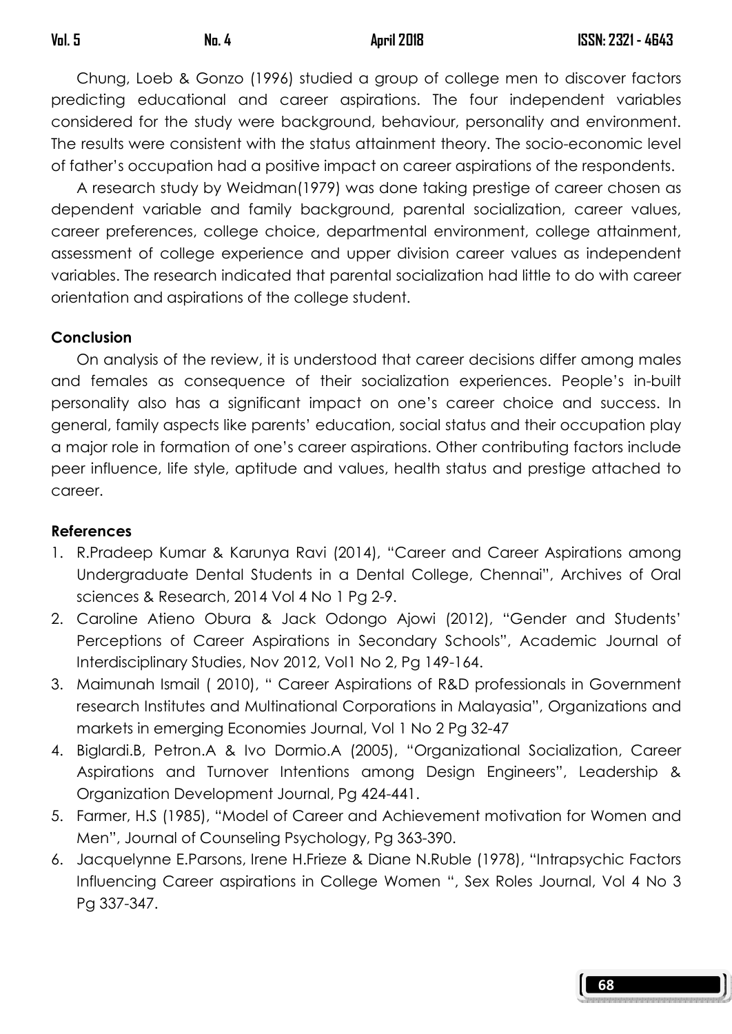Chung, Loeb & Gonzo (1996) studied a group of college men to discover factors predicting educational and career aspirations. The four independent variables considered for the study were background, behaviour, personality and environment. The results were consistent with the status attainment theory. The socio-economic level of father's occupation had a positive impact on career aspirations of the respondents.

A research study by Weidman(1979) was done taking prestige of career chosen as dependent variable and family background, parental socialization, career values, career preferences, college choice, departmental environment, college attainment, assessment of college experience and upper division career values as independent variables. The research indicated that parental socialization had little to do with career orientation and aspirations of the college student.

## Conclusion

On analysis of the review, it is understood that career decisions differ among males and females as consequence of their socialization experiences. People's in-built personality also has a significant impact on one's career choice and success. In general, family aspects like parents' education, social status and their occupation play a major role in formation of one's career aspirations. Other contributing factors include peer influence, life style, aptitude and values, health status and prestige attached to career.

## References

1. R.Pradeep Kumar & Karunya Ravi (2014), "Career and Career Aspirations among Undergraduate Dental Students in a Dental College, Chennai", Archives of Oral sciences & Research, 2014 Vol 4 No 1 Pg 2-9.
2. Caroline Atieno Obura & Jack Odongo Ajowi (2012), "Gender and Students' Perceptions of Career Aspirations in Secondary Schools", Academic Journal of Interdisciplinary Studies, Nov 2012, Vol1 No 2, Pg 149-164.
3. Maimunah Ismail ( 2010), " Career Aspirations of R&D professionals in Government research Institutes and Multinational Corporations in Malayasia", Organizations and markets in emerging Economies Journal, Vol 1 No 2 Pg 32-47
4. Biglardi.B, Petron.A & Ivo Dormio.A (2005), "Organizational Socialization, Career Aspirations and Turnover Intentions among Design Engineers", Leadership & Organization Development Journal, Pg 424-441.
5. Farmer, H.S (1985), "Model of Career and Achievement motivation for Women and Men", Journal of Counseling Psychology, Pg 363-390.
6. Jacquelynne E.Parsons, Irene H.Frieze & Diane N.Ruble (1978), "Intrapsychic Factors Influencing Career aspirations in College Women ", Sex Roles Journal, Vol 4 No 3 Pg 337-347.